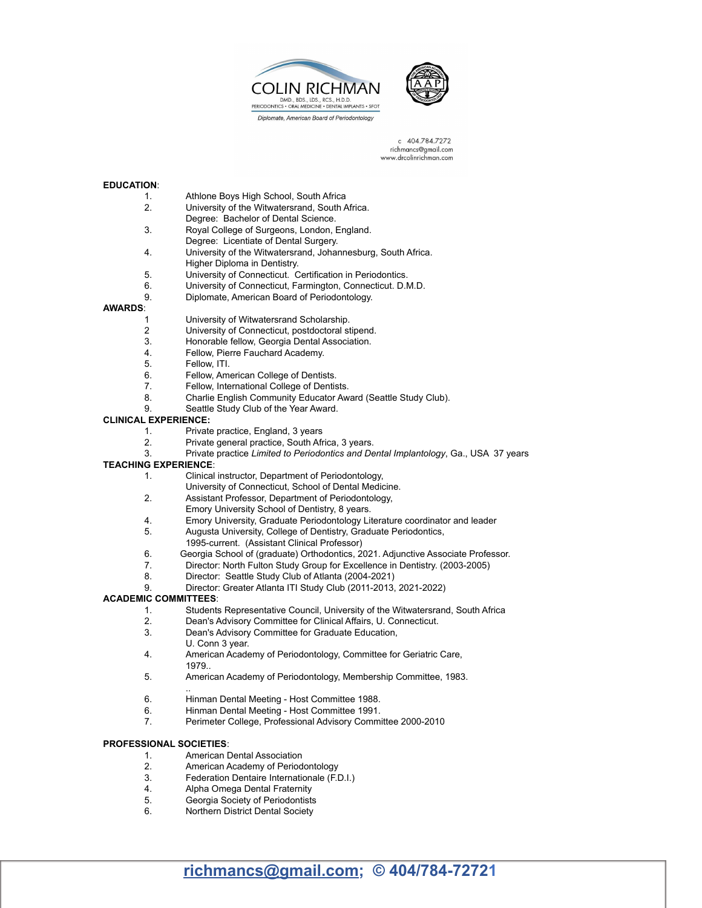COLIN RICHMAN

DMD., BDS., LDS., RCS., H.D.D.

PERIODONTICS • ORAL MEDICINE • DENTAL IMPLANTS • SFOT

*Diplomate, American Board of Periodontology*

c 404.784.7272
richmancs@gmail.com
www.drcolinrichman.com

**EDUCATION**:

1. Athlone Boys High School, South Africa
2. University of the Witwatersrand, South Africa.
   Degree: Bachelor of Dental Science.
3. Royal College of Surgeons, London, England.
   Degree: Licentiate of Dental Surgery.
4. University of the Witwatersrand, Johannesburg, South Africa.
   Higher Diploma in Dentistry.
5. University of Connecticut. Certification in Periodontics.
6. University of Connecticut, Farmington, Connecticut. D.M.D.
9. Diplomate, American Board of Periodontology.

**AWARDS**:

1 University of Witwatersrand Scholarship.
2 University of Connecticut, postdoctoral stipend.
3. Honorable fellow, Georgia Dental Association.
4. Fellow, Pierre Fauchard Academy.
5. Fellow, ITI.
6. Fellow, American College of Dentists.
7. Fellow, International College of Dentists.
8. Charlie English Community Educator Award (Seattle Study Club).
9. Seattle Study Club of the Year Award.

**CLINICAL EXPERIENCE:**

1. Private practice, England, 3 years
2. Private general practice, South Africa, 3 years.
3. Private practice *Limited to Periodontics and Dental Implantology*, Ga., USA 37 years

**TEACHING EXPERIENCE**:

1. Clinical instructor, Department of Periodontology,
   University of Connecticut, School of Dental Medicine.
2. Assistant Professor, Department of Periodontology,
   Emory University School of Dentistry, 8 years.
4. Emory University, Graduate Periodontology Literature coordinator and leader
5. Augusta University, College of Dentistry, Graduate Periodontics,
   1995-current. (Assistant Clinical Professor)
6. Georgia School of (graduate) Orthodontics, 2021. Adjunctive Associate Professor.
7. Director: North Fulton Study Group for Excellence in Dentistry. (2003-2005)
8. Director: Seattle Study Club of Atlanta (2004-2021)
9. Director: Greater Atlanta ITI Study Club (2011-2013, 2021-2022)

**ACADEMIC COMMITTEES**:

1. Students Representative Council, University of the Witwatersrand, South Africa
2. Dean's Advisory Committee for Clinical Affairs, U. Connecticut.
3. Dean's Advisory Committee for Graduate Education,
   U. Conn 3 year.
4. American Academy of Periodontology, Committee for Geriatric Care,
   1979..
5. American Academy of Periodontology, Membership Committee, 1983.
   ..
6. Hinman Dental Meeting - Host Committee 1988.
6. Hinman Dental Meeting - Host Committee 1991.
7. Perimeter College, Professional Advisory Committee 2000-2010

**PROFESSIONAL SOCIETIES**:

1. American Dental Association
2. American Academy of Periodontology
3. Federation Dentaire Internationale (F.D.I.)
4. Alpha Omega Dental Fraternity
5. Georgia Society of Periodontists
6. Northern District Dental Society

**richmancs@gmail.com; © 404/784-72721**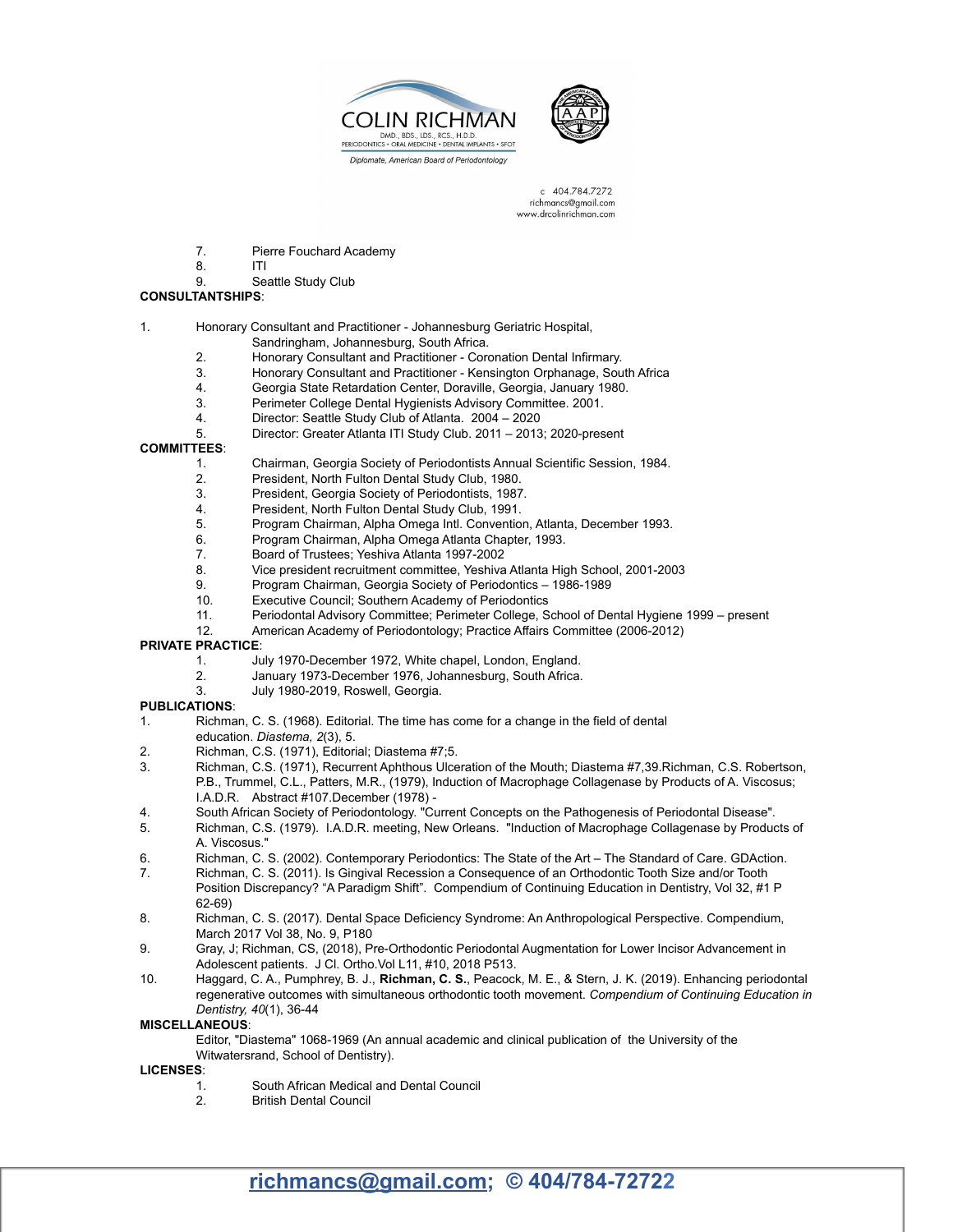7. Pierre Fouchard Academy
8. ITI
9. Seattle Study Club

**CONSULTANTSHIPS**:

1. Honorary Consultant and Practitioner - Johannesburg Geriatric Hospital, Sandringham, Johannesburg, South Africa.
2. Honorary Consultant and Practitioner - Coronation Dental Infirmary.
3. Honorary Consultant and Practitioner - Kensington Orphanage, South Africa
4. Georgia State Retardation Center, Doraville, Georgia, January 1980.
3. Perimeter College Dental Hygienists Advisory Committee. 2001.
4. Director: Seattle Study Club of Atlanta. 2004 – 2020
5. Director: Greater Atlanta ITI Study Club. 2011 – 2013; 2020-present

**COMMITTEES**:

1. Chairman, Georgia Society of Periodontists Annual Scientific Session, 1984.
2. President, North Fulton Dental Study Club, 1980.
3. President, Georgia Society of Periodontists, 1987.
4. President, North Fulton Dental Study Club, 1991.
5. Program Chairman, Alpha Omega Intl. Convention, Atlanta, December 1993.
6. Program Chairman, Alpha Omega Atlanta Chapter, 1993.
7. Board of Trustees; Yeshiva Atlanta 1997-2002
8. Vice president recruitment committee, Yeshiva Atlanta High School, 2001-2003
9. Program Chairman, Georgia Society of Periodontics – 1986-1989
10. Executive Council; Southern Academy of Periodontics
11. Periodontal Advisory Committee; Perimeter College, School of Dental Hygiene 1999 – present
12. American Academy of Periodontology; Practice Affairs Committee (2006-2012)

**PRIVATE PRACTICE**:

1. July 1970-December 1972, White chapel, London, England.
2. January 1973-December 1976, Johannesburg, South Africa.
3. July 1980-2019, Roswell, Georgia.

**PUBLICATIONS**:

1. Richman, C. S. (1968). Editorial. The time has come for a change in the field of dental education. *Diastema, 2*(3), 5.
2. Richman, C.S. (1971), Editorial; Diastema #7;5.
3. Richman, C.S. (1971), Recurrent Aphthous Ulceration of the Mouth; Diastema #7,39.Richman, C.S. Robertson, P.B., Trummel, C.L., Patters, M.R., (1979), Induction of Macrophage Collagenase by Products of A. Viscosus; I.A.D.R. Abstract #107.December (1978) -
4. South African Society of Periodontology. "Current Concepts on the Pathogenesis of Periodontal Disease".
5. Richman, C.S. (1979). I.A.D.R. meeting, New Orleans. "Induction of Macrophage Collagenase by Products of A. Viscosus."
6. Richman, C. S. (2002). Contemporary Periodontics: The State of the Art – The Standard of Care. GDAction.
7. Richman, C. S. (2011). Is Gingival Recession a Consequence of an Orthodontic Tooth Size and/or Tooth Position Discrepancy? "A Paradigm Shift". Compendium of Continuing Education in Dentistry, Vol 32, #1 P 62-69)
8. Richman, C. S. (2017). Dental Space Deficiency Syndrome: An Anthropological Perspective. Compendium, March 2017 Vol 38, No. 9, P180
9. Gray, J; Richman, CS, (2018), Pre-Orthodontic Periodontal Augmentation for Lower Incisor Advancement in Adolescent patients. J Cl. Ortho.Vol L11, #10, 2018 P513.
10. Haggard, C. A., Pumphrey, B. J., **Richman, C. S.**, Peacock, M. E., & Stern, J. K. (2019). Enhancing periodontal regenerative outcomes with simultaneous orthodontic tooth movement. *Compendium of Continuing Education in Dentistry, 40*(1), 36-44

**MISCELLANEOUS**:

Editor, "Diastema" 1068-1969 (An annual academic and clinical publication of the University of the Witwatersrand, School of Dentistry).

**LICENSES**:

1. South African Medical and Dental Council
2. British Dental Council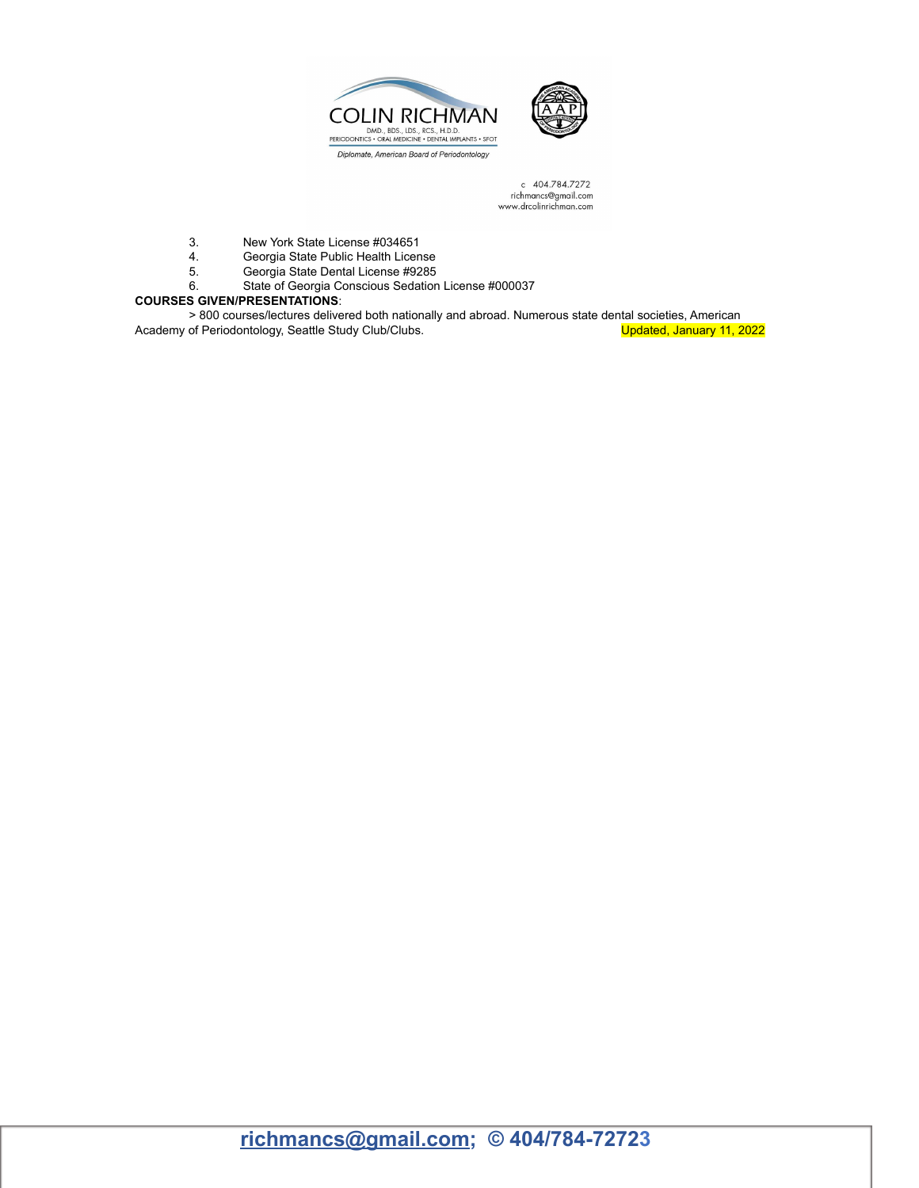3. New York State License #034651
4. Georgia State Public Health License
5. Georgia State Dental License #9285
6. State of Georgia Conscious Sedation License #000037

**COURSES GIVEN/PRESENTATIONS**:

> 800 courses/lectures delivered both nationally and abroad. Numerous state dental societies, American Academy of Periodontology, Seattle Study Club/Clubs.

Updated, January 11, 2022